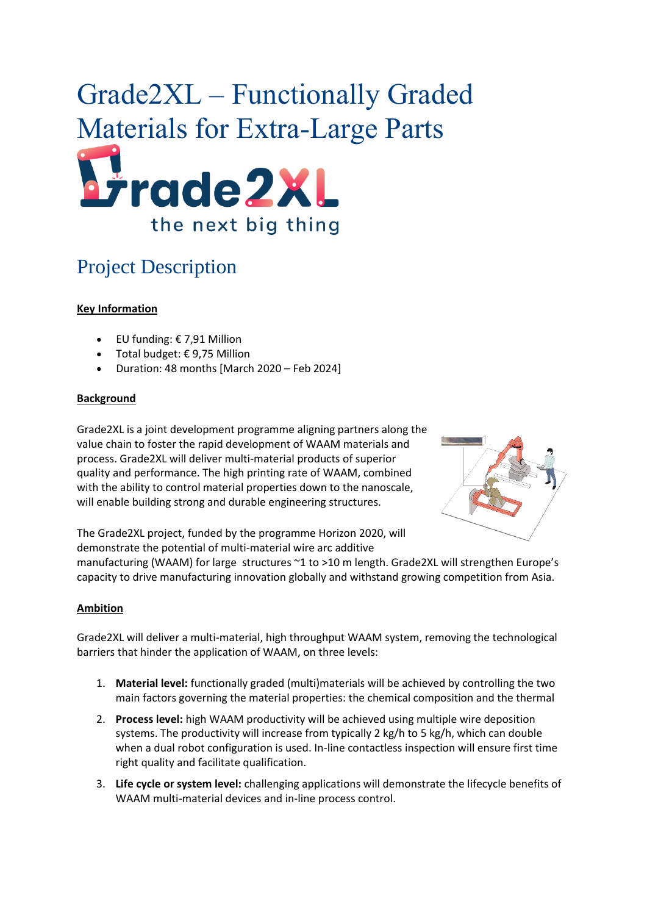# Grade2XL – Functionally Graded Materials for Extra-Large Parts

## Project Description

**Key Information**

- EU funding: € 7,91 Million
- Total budget: € 9,75 Million
- Duration: 48 months [March 2020 – Feb 2024]

**Background**

Grade2XL is a joint development programme aligning partners along the value chain to foster the rapid development of WAAM materials and process. Grade2XL will deliver multi-material products of superior quality and performance. The high printing rate of WAAM, combined with the ability to control material properties down to the nanoscale, will enable building strong and durable engineering structures.

The Grade2XL project, funded by the programme Horizon 2020, will demonstrate the potential of multi-material wire arc additive manufacturing (WAAM) for large structures ~1 to >10 m length. Grade2XL will strengthen Europe's capacity to drive manufacturing innovation globally and withstand growing competition from Asia.

**Ambition**

Grade2XL will deliver a multi-material, high throughput WAAM system, removing the technological barriers that hinder the application of WAAM, on three levels:

1. **Material level:** functionally graded (multi)materials will be achieved by controlling the two main factors governing the material properties: the chemical composition and the thermal
2. **Process level:** high WAAM productivity will be achieved using multiple wire deposition systems. The productivity will increase from typically 2 kg/h to 5 kg/h, which can double when a dual robot configuration is used. In-line contactless inspection will ensure first time right quality and facilitate qualification.
3. **Life cycle or system level:** challenging applications will demonstrate the lifecycle benefits of WAAM multi-material devices and in-line process control.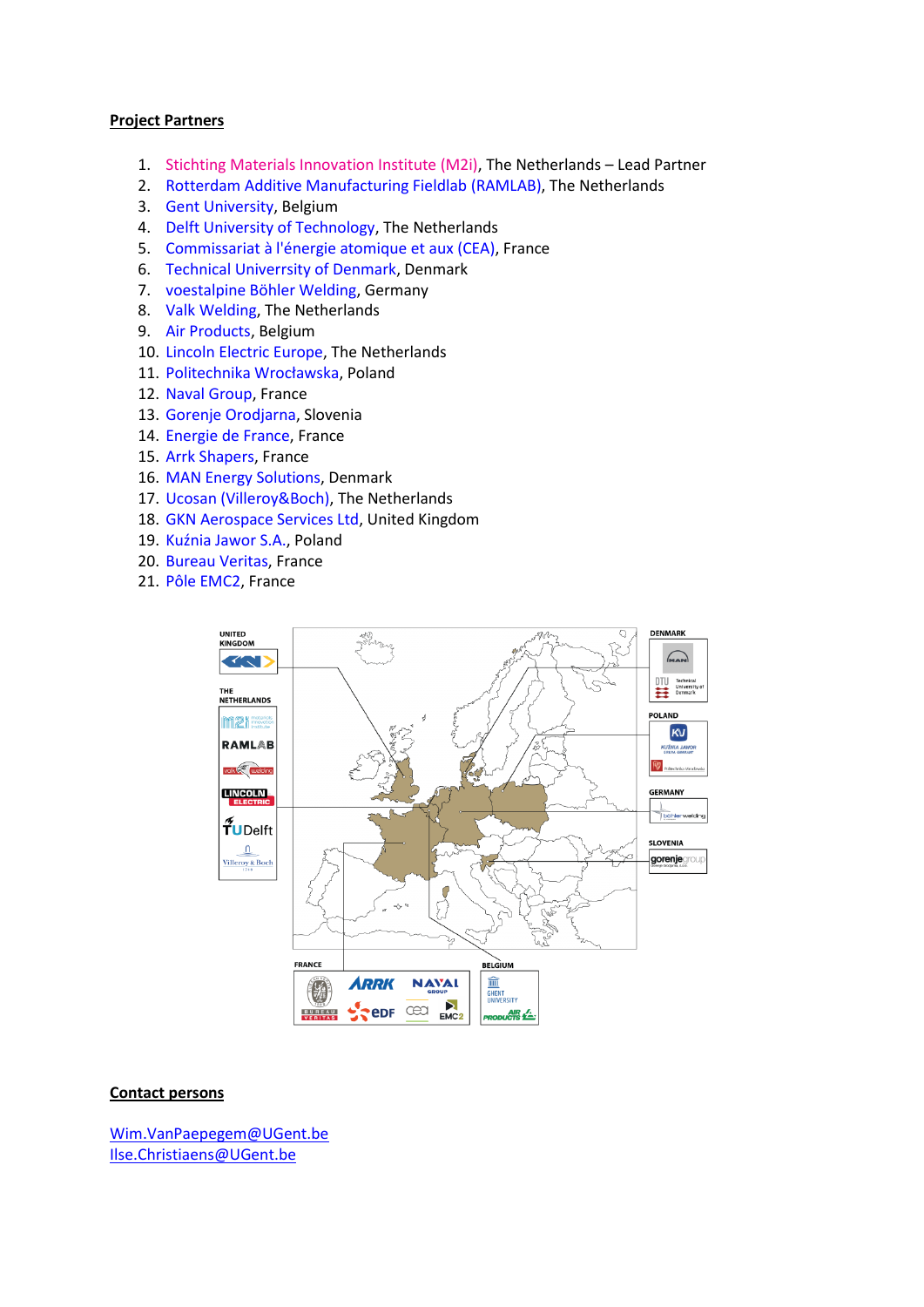**Project Partners**

1. Stichting Materials Innovation Institute (M2i), The Netherlands – Lead Partner
2. Rotterdam Additive Manufacturing Fieldlab (RAMLAB), The Netherlands
3. Gent University, Belgium
4. Delft University of Technology, The Netherlands
5. Commissariat à l'énergie atomique et aux (CEA), France
6. Technical Univerrsity of Denmark, Denmark
7. voestalpine Böhler Welding, Germany
8. Valk Welding, The Netherlands
9. Air Products, Belgium
10. Lincoln Electric Europe, The Netherlands
11. Politechnika Wrocławska, Poland
12. Naval Group, France
13. Gorenje Orodjarna, Slovenia
14. Energie de France, France
15. Arrk Shapers, France
16. MAN Energy Solutions, Denmark
17. Ucosan (Villeroy&Boch), The Netherlands
18. GKN Aerospace Services Ltd, United Kingdom
19. Kuźnia Jawor S.A., Poland
20. Bureau Veritas, France
21. Pôle EMC2, France

**Contact persons**

Wim.VanPaepegem@UGent.be
Ilse.Christiaens@UGent.be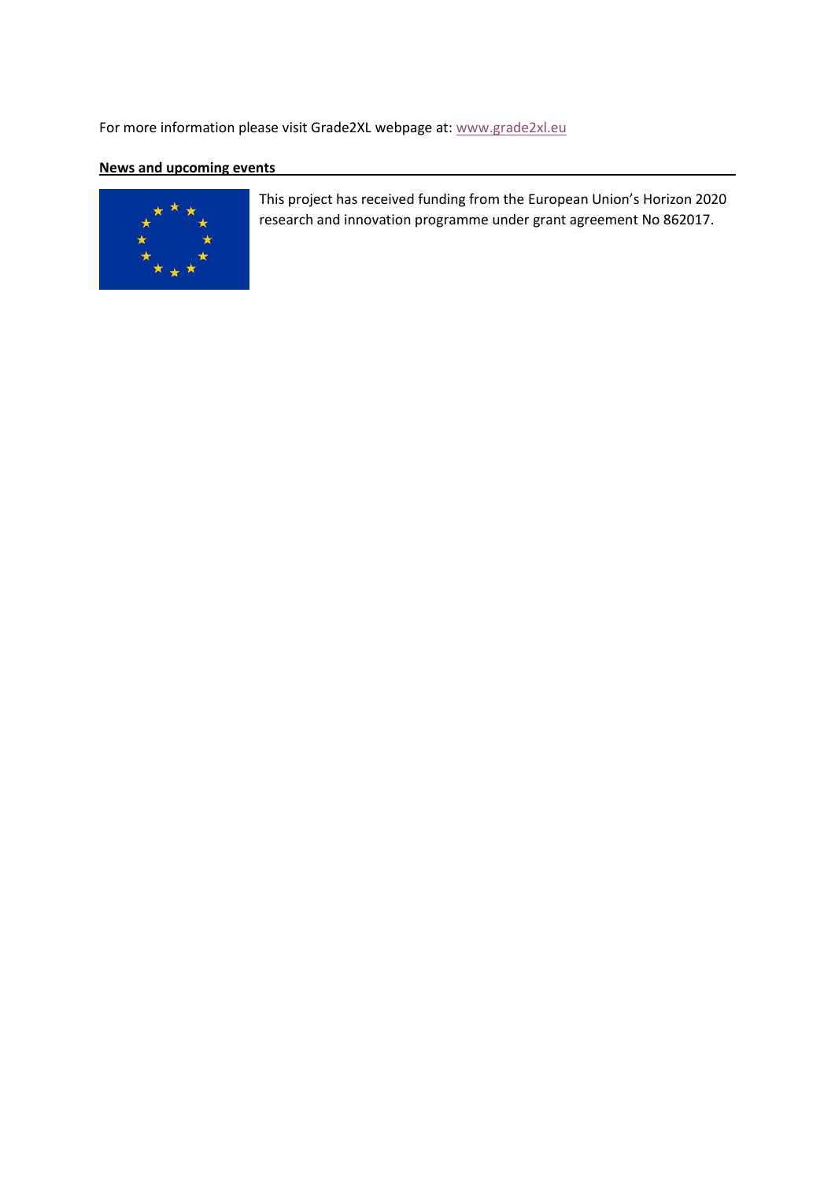For more information please visit Grade2XL webpage at: [www.grade2xl.eu](http://www.grade2xl.eu)

**News and upcoming events**

This project has received funding from the European Union's Horizon 2020 research and innovation programme under grant agreement No 862017.